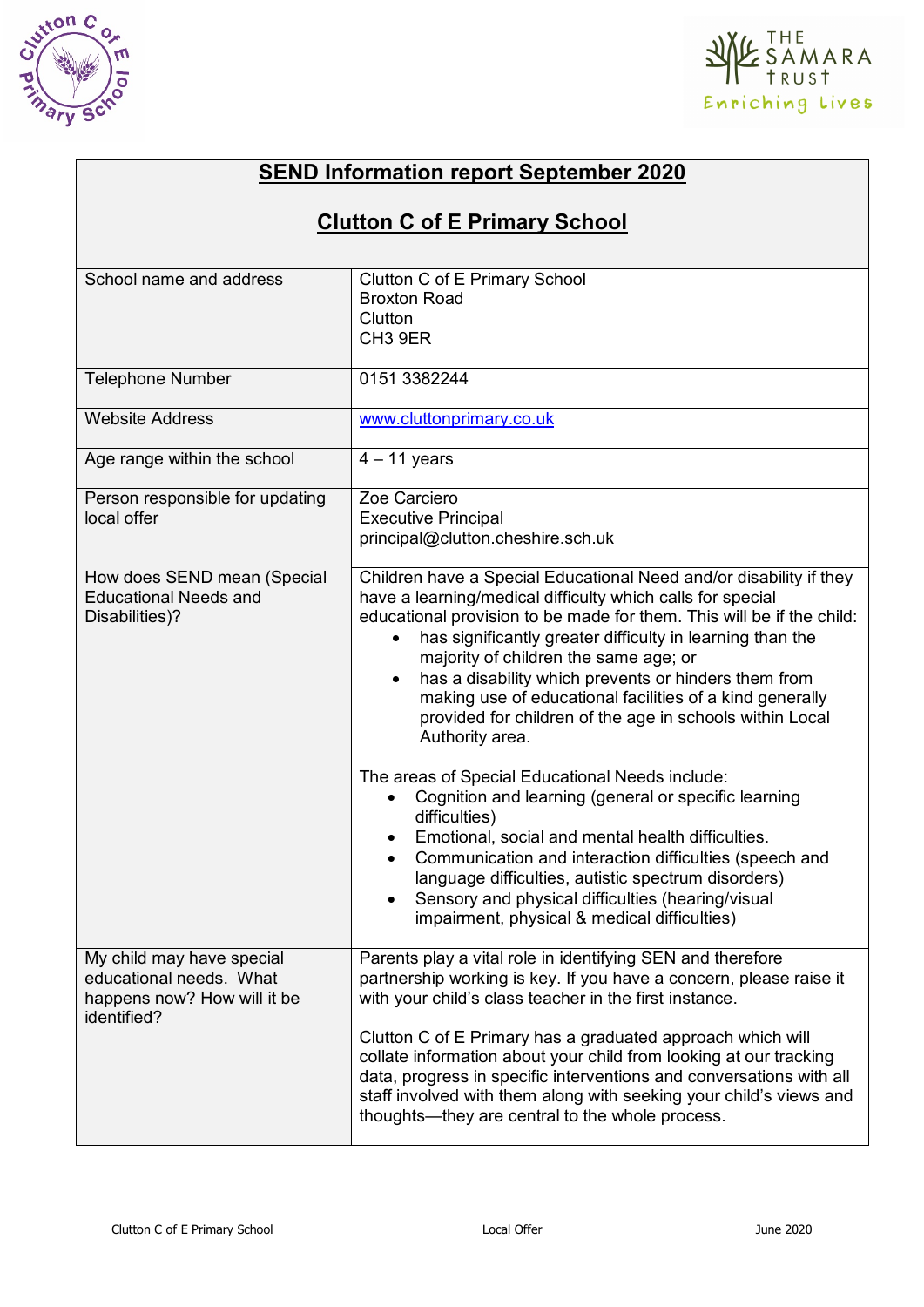# SEND Information report September 2020

## Clutton C of E Primary School

| | |
|---|---|
| School name and address | Clutton C of E Primary School<br>Broxton Road<br>Clutton<br>CH3 9ER |
| Telephone Number | 0151 3382244 |
| Website Address | www.cluttonprimary.co.uk |
| Age range within the school | 4 – 11 years |
| Person responsible for updating local offer | Zoe Carciero<br>Executive Principal<br>principal@clutton.cheshire.sch.uk |
| How does SEND mean (Special Educational Needs and Disabilities)? | Children have a Special Educational Need and/or disability if they have a learning/medical difficulty which calls for special educational provision to be made for them. This will be if the child:<br>• has significantly greater difficulty in learning than the majority of children the same age; or<br>• has a disability which prevents or hinders them from making use of educational facilities of a kind generally provided for children of the age in schools within Local Authority area.<br><br>The areas of Special Educational Needs include:<br>• Cognition and learning (general or specific learning difficulties)<br>• Emotional, social and mental health difficulties.<br>• Communication and interaction difficulties (speech and language difficulties, autistic spectrum disorders)<br>• Sensory and physical difficulties (hearing/visual impairment, physical & medical difficulties) |
| My child may have special educational needs. What happens now? How will it be identified? | Parents play a vital role in identifying SEN and therefore partnership working is key. If you have a concern, please raise it with your child's class teacher in the first instance.<br><br>Clutton C of E Primary has a graduated approach which will collate information about your child from looking at our tracking data, progress in specific interventions and conversations with all staff involved with them along with seeking your child's views and thoughts—they are central to the whole process. |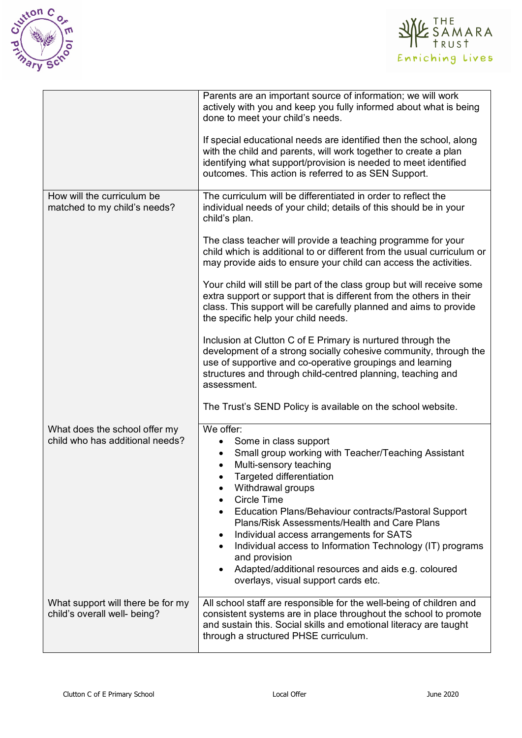| | |
|---|---|
| | Parents are an important source of information; we will work actively with you and keep you fully informed about what is being done to meet your child's needs.<br><br>If special educational needs are identified then the school, along with the child and parents, will work together to create a plan identifying what support/provision is needed to meet identified outcomes. This action is referred to as SEN Support. |
| How will the curriculum be matched to my child's needs? | The curriculum will be differentiated in order to reflect the individual needs of your child; details of this should be in your child's plan.<br><br>The class teacher will provide a teaching programme for your child which is additional to or different from the usual curriculum or may provide aids to ensure your child can access the activities.<br><br>Your child will still be part of the class group but will receive some extra support or support that is different from the others in their class. This support will be carefully planned and aims to provide the specific help your child needs.<br><br>Inclusion at Clutton C of E Primary is nurtured through the development of a strong socially cohesive community, through the use of supportive and co-operative groupings and learning structures and through child-centred planning, teaching and assessment.<br><br>The Trust's SEND Policy is available on the school website. |
| What does the school offer my child who has additional needs? | We offer:<br>• Some in class support<br>• Small group working with Teacher/Teaching Assistant<br>• Multi-sensory teaching<br>• Targeted differentiation<br>• Withdrawal groups<br>• Circle Time<br>• Education Plans/Behaviour contracts/Pastoral Support Plans/Risk Assessments/Health and Care Plans<br>• Individual access arrangements for SATS<br>• Individual access to Information Technology (IT) programs and provision<br>• Adapted/additional resources and aids e.g. coloured overlays, visual support cards etc. |
| What support will there be for my child's overall well- being? | All school staff are responsible for the well-being of children and consistent systems are in place throughout the school to promote and sustain this. Social skills and emotional literacy are taught through a structured PHSE curriculum. |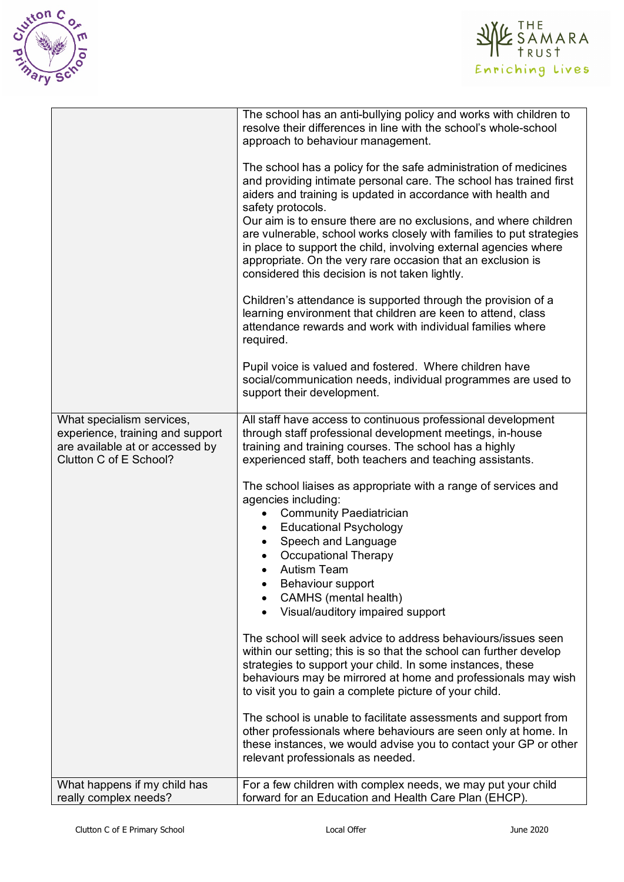| | |
|---|---|
| | The school has an anti-bullying policy and works with children to resolve their differences in line with the school's whole-school approach to behaviour management.<br><br>The school has a policy for the safe administration of medicines and providing intimate personal care. The school has trained first aiders and training is updated in accordance with health and safety protocols.<br>Our aim is to ensure there are no exclusions, and where children are vulnerable, school works closely with families to put strategies in place to support the child, involving external agencies where appropriate. On the very rare occasion that an exclusion is considered this decision is not taken lightly.<br><br>Children's attendance is supported through the provision of a learning environment that children are keen to attend, class attendance rewards and work with individual families where required.<br><br>Pupil voice is valued and fostered. Where children have social/communication needs, individual programmes are used to support their development. |
| What specialism services, experience, training and support are available at or accessed by Clutton C of E School? | All staff have access to continuous professional development through staff professional development meetings, in-house training and training courses. The school has a highly experienced staff, both teachers and teaching assistants.<br><br>The school liaises as appropriate with a range of services and agencies including:<br>• Community Paediatrician<br>• Educational Psychology<br>• Speech and Language<br>• Occupational Therapy<br>• Autism Team<br>• Behaviour support<br>• CAMHS (mental health)<br>• Visual/auditory impaired support<br><br>The school will seek advice to address behaviours/issues seen within our setting; this is so that the school can further develop strategies to support your child. In some instances, these behaviours may be mirrored at home and professionals may wish to visit you to gain a complete picture of your child.<br><br>The school is unable to facilitate assessments and support from other professionals where behaviours are seen only at home. In these instances, we would advise you to contact your GP or other relevant professionals as needed. |
| What happens if my child has really complex needs? | For a few children with complex needs, we may put your child forward for an Education and Health Care Plan (EHCP). |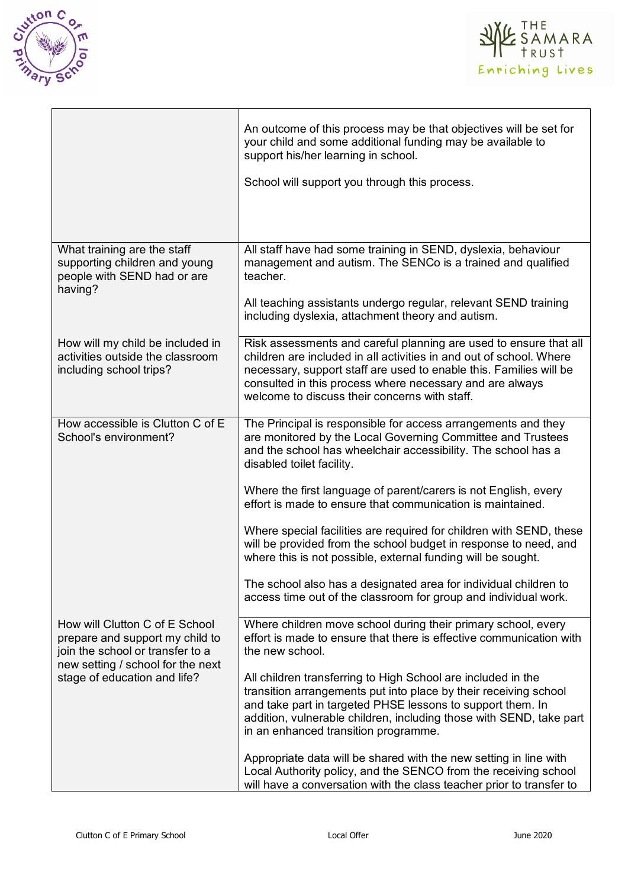| | |
|---|---|
| | An outcome of this process may be that objectives will be set for your child and some additional funding may be available to support his/her learning in school.<br><br>School will support you through this process. |
| What training are the staff supporting children and young people with SEND had or are having? | All staff have had some training in SEND, dyslexia, behaviour management and autism. The SENCo is a trained and qualified teacher.<br><br>All teaching assistants undergo regular, relevant SEND training including dyslexia, attachment theory and autism. |
| How will my child be included in activities outside the classroom including school trips? | Risk assessments and careful planning are used to ensure that all children are included in all activities in and out of school. Where necessary, support staff are used to enable this. Families will be consulted in this process where necessary and are always welcome to discuss their concerns with staff. |
| How accessible is Clutton C of E School's environment? | The Principal is responsible for access arrangements and they are monitored by the Local Governing Committee and Trustees and the school has wheelchair accessibility. The school has a disabled toilet facility.<br><br>Where the first language of parent/carers is not English, every effort is made to ensure that communication is maintained.<br><br>Where special facilities are required for children with SEND, these will be provided from the school budget in response to need, and where this is not possible, external funding will be sought.<br><br>The school also has a designated area for individual children to access time out of the classroom for group and individual work. |
| How will Clutton C of E School prepare and support my child to join the school or transfer to a new setting / school for the next stage of education and life? | Where children move school during their primary school, every effort is made to ensure that there is effective communication with the new school.<br><br>All children transferring to High School are included in the transition arrangements put into place by their receiving school and take part in targeted PHSE lessons to support them. In addition, vulnerable children, including those with SEND, take part in an enhanced transition programme.<br><br>Appropriate data will be shared with the new setting in line with Local Authority policy, and the SENCO from the receiving school will have a conversation with the class teacher prior to transfer to |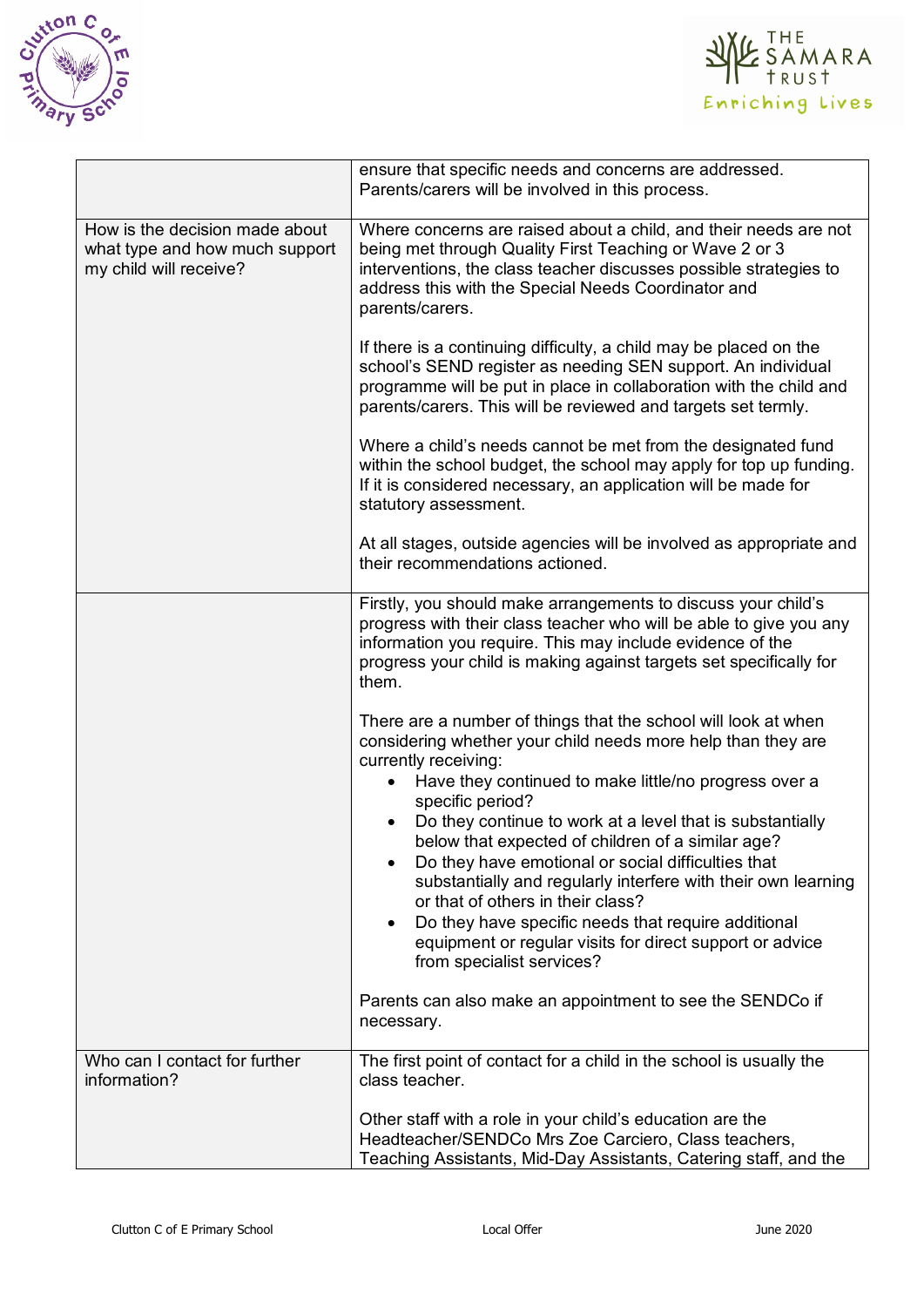| | |
|---|---|
| | ensure that specific needs and concerns are addressed. Parents/carers will be involved in this process. |
| How is the decision made about what type and how much support my child will receive? | Where concerns are raised about a child, and their needs are not being met through Quality First Teaching or Wave 2 or 3 interventions, the class teacher discusses possible strategies to address this with the Special Needs Coordinator and parents/carers.<br><br>If there is a continuing difficulty, a child may be placed on the school's SEND register as needing SEN support. An individual programme will be put in place in collaboration with the child and parents/carers. This will be reviewed and targets set termly.<br><br>Where a child's needs cannot be met from the designated fund within the school budget, the school may apply for top up funding. If it is considered necessary, an application will be made for statutory assessment.<br><br>At all stages, outside agencies will be involved as appropriate and their recommendations actioned. |
| | Firstly, you should make arrangements to discuss your child's progress with their class teacher who will be able to give you any information you require. This may include evidence of the progress your child is making against targets set specifically for them.<br><br>There are a number of things that the school will look at when considering whether your child needs more help than they are currently receiving:<br>• Have they continued to make little/no progress over a specific period?<br>• Do they continue to work at a level that is substantially below that expected of children of a similar age?<br>• Do they have emotional or social difficulties that substantially and regularly interfere with their own learning or that of others in their class?<br>• Do they have specific needs that require additional equipment or regular visits for direct support or advice from specialist services?<br><br>Parents can also make an appointment to see the SENDCo if necessary. |
| Who can I contact for further information? | The first point of contact for a child in the school is usually the class teacher.<br><br>Other staff with a role in your child's education are the Headteacher/SENDCo Mrs Zoe Carciero, Class teachers, Teaching Assistants, Mid-Day Assistants, Catering staff, and the |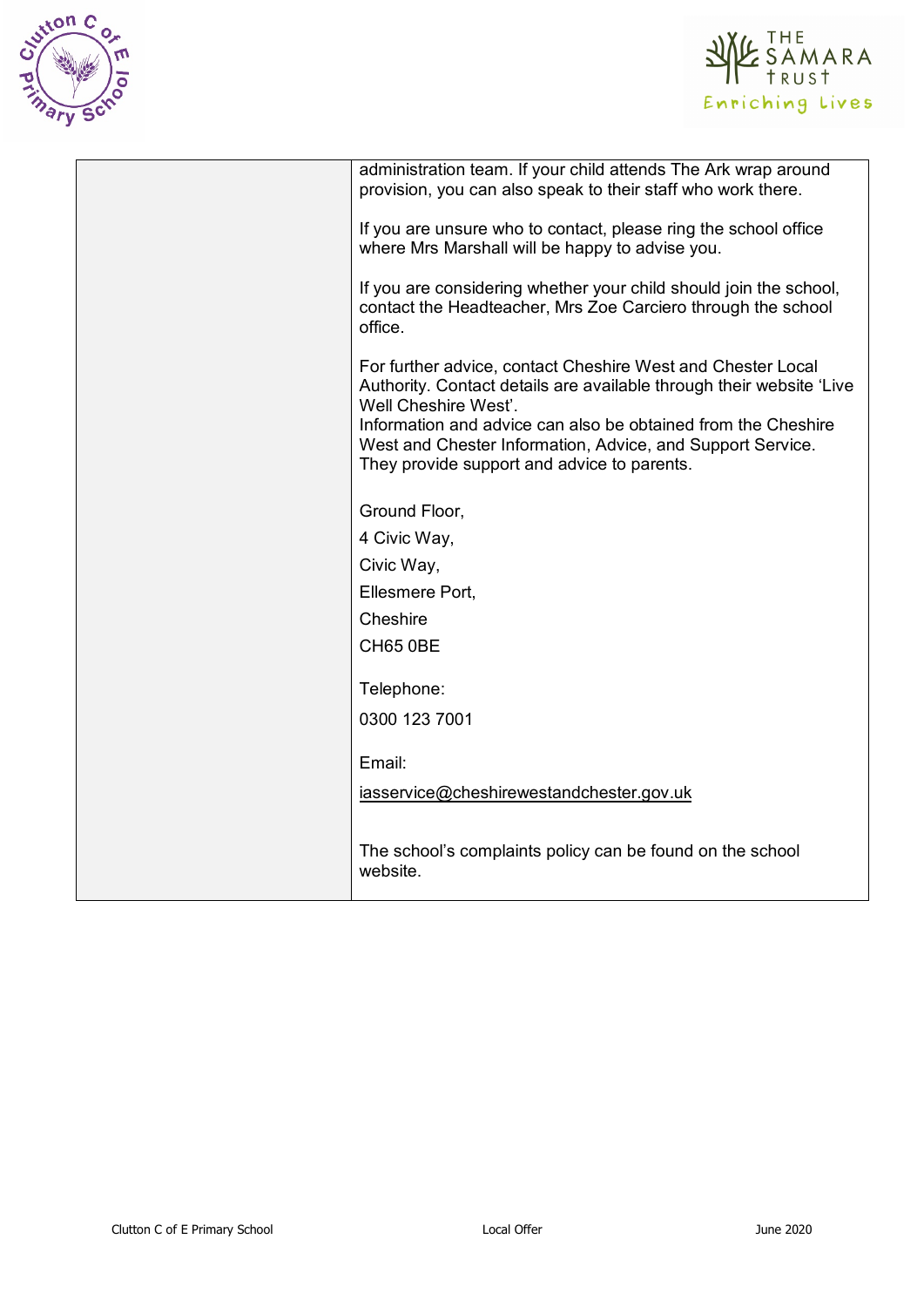| | |
|---|---|
| | administration team. If your child attends The Ark wrap around provision, you can also speak to their staff who work there.<br><br>If you are unsure who to contact, please ring the school office where Mrs Marshall will be happy to advise you.<br><br>If you are considering whether your child should join the school, contact the Headteacher, Mrs Zoe Carciero through the school office.<br><br>For further advice, contact Cheshire West and Chester Local Authority. Contact details are available through their website 'Live Well Cheshire West'.<br>Information and advice can also be obtained from the Cheshire West and Chester Information, Advice, and Support Service. They provide support and advice to parents.<br><br>Ground Floor,<br>4 Civic Way,<br>Civic Way,<br>Ellesmere Port,<br>Cheshire<br>CH65 0BE<br><br>Telephone:<br>0300 123 7001<br><br>Email:<br>iasservice@cheshirewestandchester.gov.uk<br><br>The school's complaints policy can be found on the school website. |